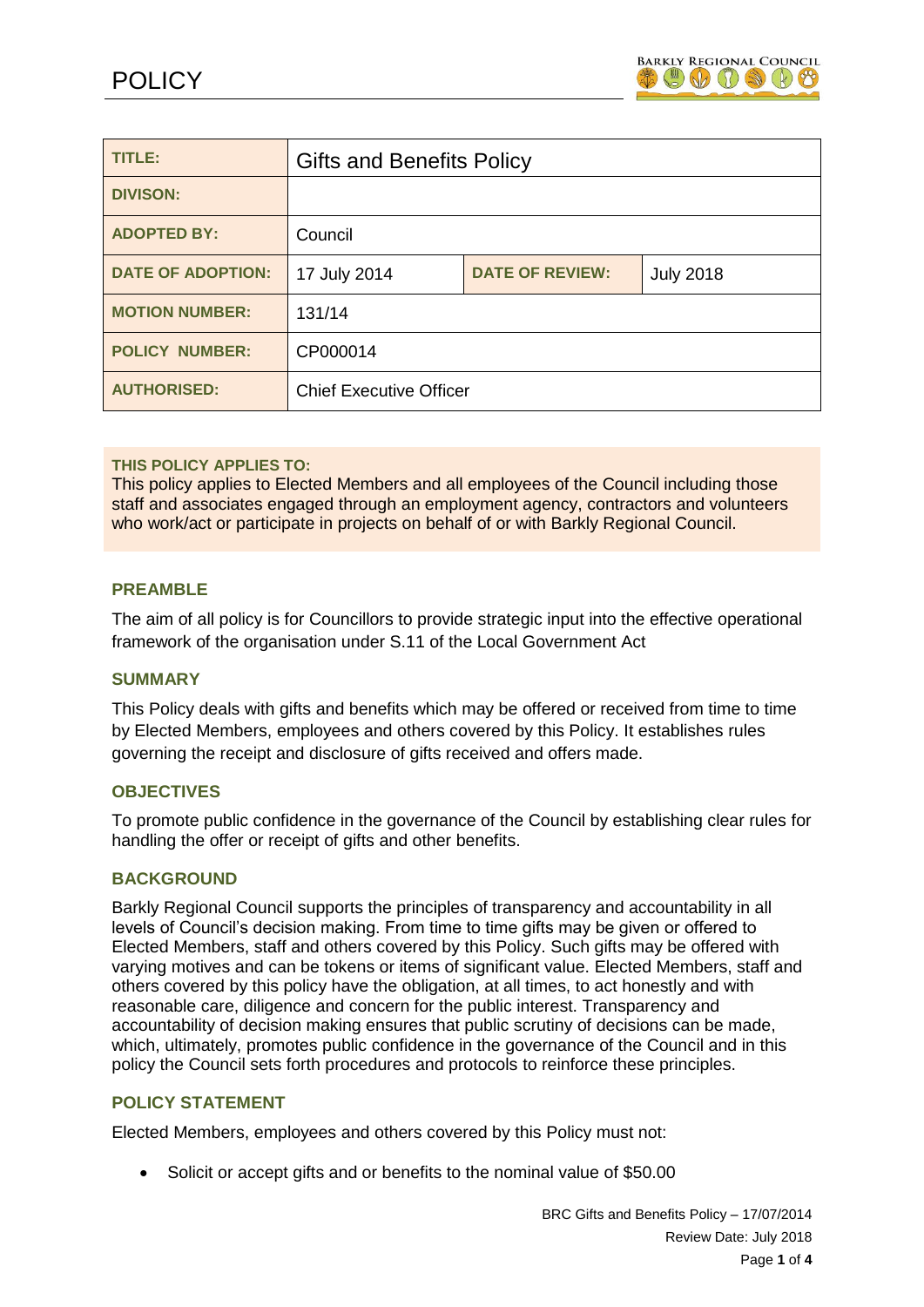# POLICY

| TITLE: | Gifts and Benefits Policy | | |
|---|---|---|---|
| DIVISON: | | | |
| ADOPTED BY: | Council | | |
| DATE OF ADOPTION: | 17 July 2014 | DATE OF REVIEW: | July 2018 |
| MOTION NUMBER: | 131/14 | | |
| POLICY NUMBER: | CP000014 | | |
| AUTHORISED: | Chief Executive Officer | | |

**THIS POLICY APPLIES TO:**
This policy applies to Elected Members and all employees of the Council including those staff and associates engaged through an employment agency, contractors and volunteers who work/act or participate in projects on behalf of or with Barkly Regional Council.

## PREAMBLE

The aim of all policy is for Councillors to provide strategic input into the effective operational framework of the organisation under S.11 of the Local Government Act

## SUMMARY

This Policy deals with gifts and benefits which may be offered or received from time to time by Elected Members, employees and others covered by this Policy. It establishes rules governing the receipt and disclosure of gifts received and offers made.

## OBJECTIVES

To promote public confidence in the governance of the Council by establishing clear rules for handling the offer or receipt of gifts and other benefits.

## BACKGROUND

Barkly Regional Council supports the principles of transparency and accountability in all levels of Council's decision making. From time to time gifts may be given or offered to Elected Members, staff and others covered by this Policy. Such gifts may be offered with varying motives and can be tokens or items of significant value. Elected Members, staff and others covered by this policy have the obligation, at all times, to act honestly and with reasonable care, diligence and concern for the public interest. Transparency and accountability of decision making ensures that public scrutiny of decisions can be made, which, ultimately, promotes public confidence in the governance of the Council and in this policy the Council sets forth procedures and protocols to reinforce these principles.

## POLICY STATEMENT

Elected Members, employees and others covered by this Policy must not:

- Solicit or accept gifts and or benefits to the nominal value of $50.00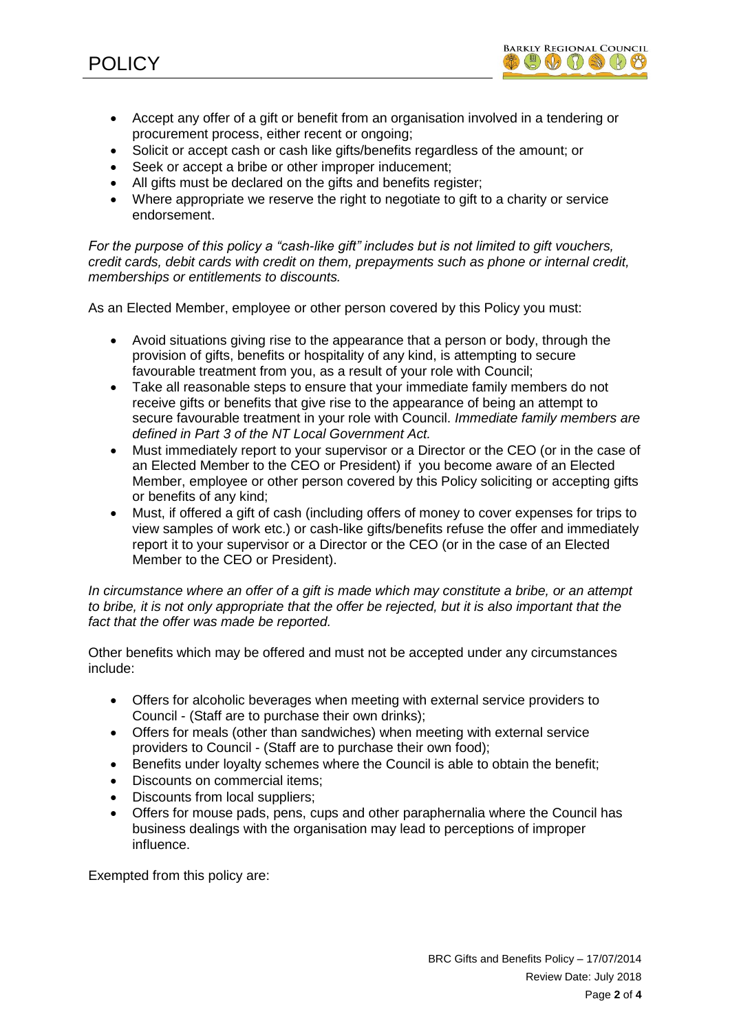- Accept any offer of a gift or benefit from an organisation involved in a tendering or procurement process, either recent or ongoing;
- Solicit or accept cash or cash like gifts/benefits regardless of the amount; or
- Seek or accept a bribe or other improper inducement;
- All gifts must be declared on the gifts and benefits register;
- Where appropriate we reserve the right to negotiate to gift to a charity or service endorsement.

*For the purpose of this policy a "cash-like gift" includes but is not limited to gift vouchers, credit cards, debit cards with credit on them, prepayments such as phone or internal credit, memberships or entitlements to discounts.*

As an Elected Member, employee or other person covered by this Policy you must:

- Avoid situations giving rise to the appearance that a person or body, through the provision of gifts, benefits or hospitality of any kind, is attempting to secure favourable treatment from you, as a result of your role with Council;
- Take all reasonable steps to ensure that your immediate family members do not receive gifts or benefits that give rise to the appearance of being an attempt to secure favourable treatment in your role with Council. *Immediate family members are defined in Part 3 of the NT Local Government Act.*
- Must immediately report to your supervisor or a Director or the CEO (or in the case of an Elected Member to the CEO or President) if you become aware of an Elected Member, employee or other person covered by this Policy soliciting or accepting gifts or benefits of any kind;
- Must, if offered a gift of cash (including offers of money to cover expenses for trips to view samples of work etc.) or cash-like gifts/benefits refuse the offer and immediately report it to your supervisor or a Director or the CEO (or in the case of an Elected Member to the CEO or President).

*In circumstance where an offer of a gift is made which may constitute a bribe, or an attempt to bribe, it is not only appropriate that the offer be rejected, but it is also important that the fact that the offer was made be reported.*

Other benefits which may be offered and must not be accepted under any circumstances include:

- Offers for alcoholic beverages when meeting with external service providers to Council - (Staff are to purchase their own drinks);
- Offers for meals (other than sandwiches) when meeting with external service providers to Council - (Staff are to purchase their own food);
- Benefits under loyalty schemes where the Council is able to obtain the benefit;
- Discounts on commercial items;
- Discounts from local suppliers;
- Offers for mouse pads, pens, cups and other paraphernalia where the Council has business dealings with the organisation may lead to perceptions of improper influence.

Exempted from this policy are: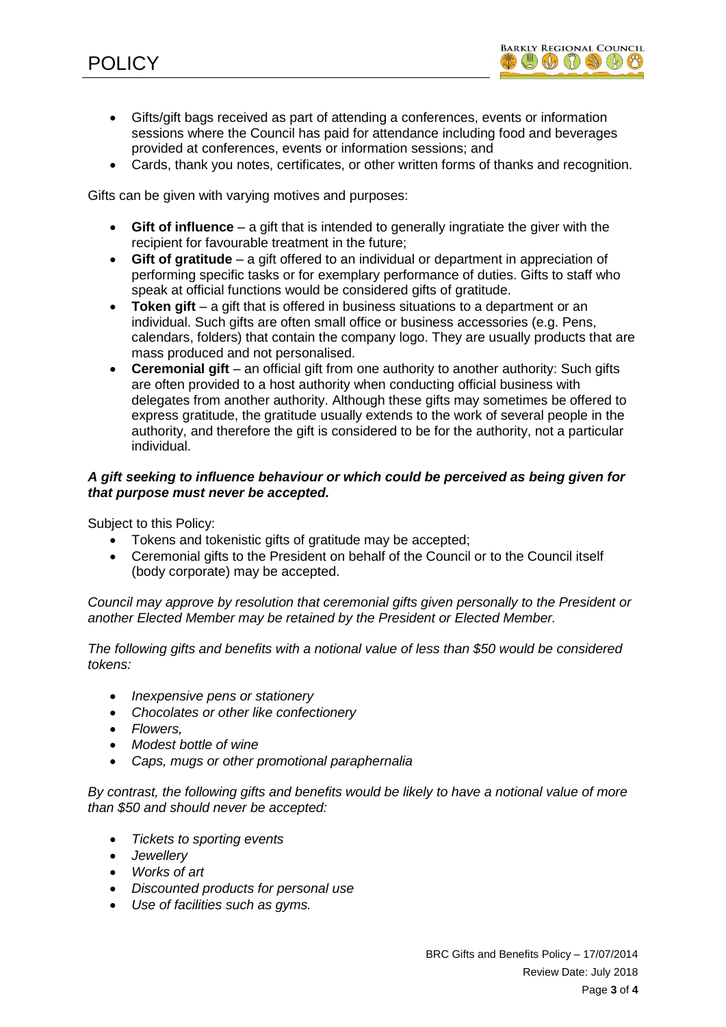- Gifts/gift bags received as part of attending a conferences, events or information sessions where the Council has paid for attendance including food and beverages provided at conferences, events or information sessions; and
- Cards, thank you notes, certificates, or other written forms of thanks and recognition.

Gifts can be given with varying motives and purposes:

- **Gift of influence** – a gift that is intended to generally ingratiate the giver with the recipient for favourable treatment in the future;
- **Gift of gratitude** – a gift offered to an individual or department in appreciation of performing specific tasks or for exemplary performance of duties. Gifts to staff who speak at official functions would be considered gifts of gratitude.
- **Token gift** – a gift that is offered in business situations to a department or an individual. Such gifts are often small office or business accessories (e.g. Pens, calendars, folders) that contain the company logo. They are usually products that are mass produced and not personalised.
- **Ceremonial gift** – an official gift from one authority to another authority: Such gifts are often provided to a host authority when conducting official business with delegates from another authority. Although these gifts may sometimes be offered to express gratitude, the gratitude usually extends to the work of several people in the authority, and therefore the gift is considered to be for the authority, not a particular individual.

***A gift seeking to influence behaviour or which could be perceived as being given for that purpose must never be accepted.***

Subject to this Policy:

- Tokens and tokenistic gifts of gratitude may be accepted;
- Ceremonial gifts to the President on behalf of the Council or to the Council itself (body corporate) may be accepted.

*Council may approve by resolution that ceremonial gifts given personally to the President or another Elected Member may be retained by the President or Elected Member.*

*The following gifts and benefits with a notional value of less than $50 would be considered tokens:*

- *Inexpensive pens or stationery*
- *Chocolates or other like confectionery*
- *Flowers,*
- *Modest bottle of wine*
- *Caps, mugs or other promotional paraphernalia*

*By contrast, the following gifts and benefits would be likely to have a notional value of more than $50 and should never be accepted:*

- *Tickets to sporting events*
- *Jewellery*
- *Works of art*
- *Discounted products for personal use*
- *Use of facilities such as gyms.*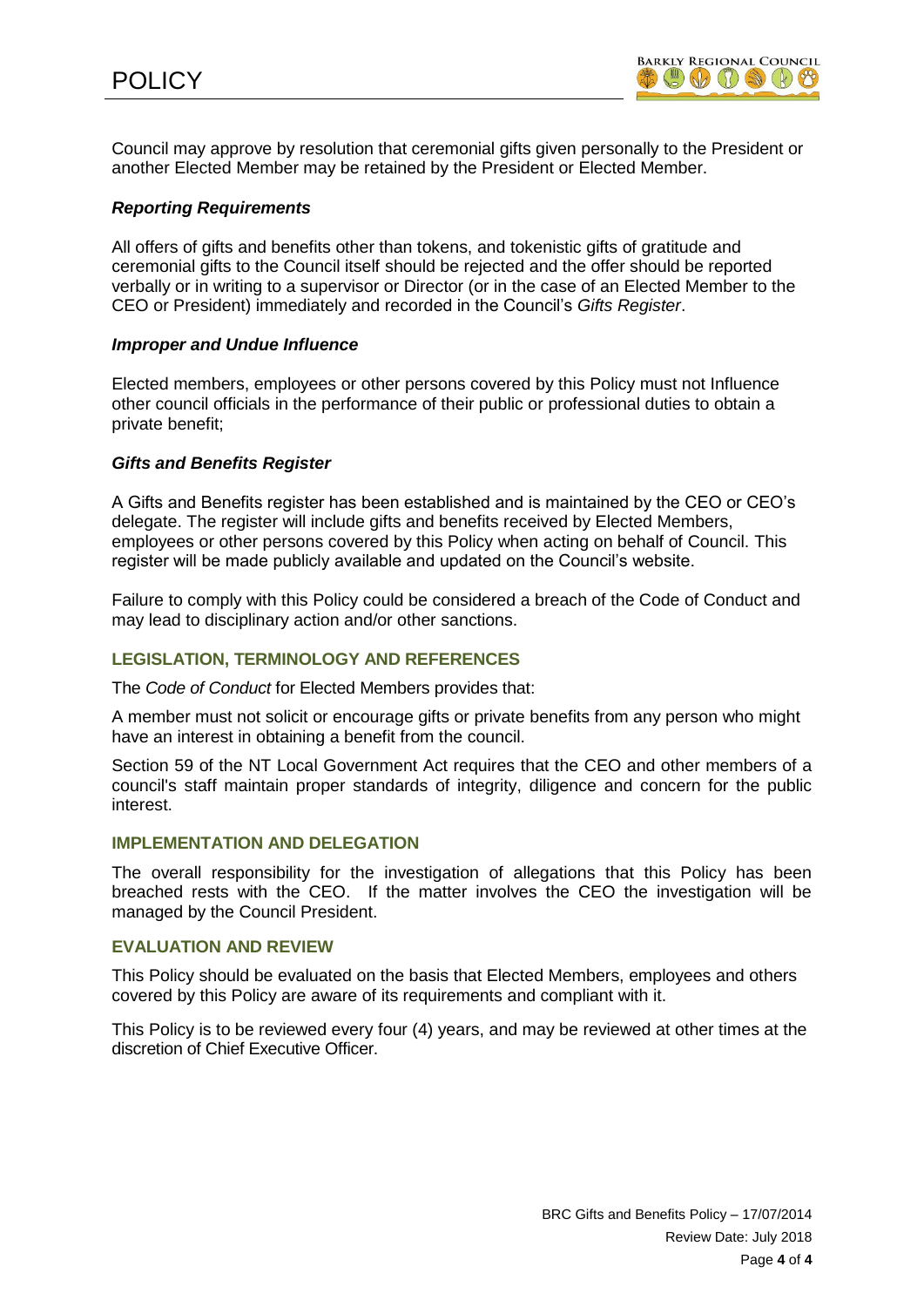Council may approve by resolution that ceremonial gifts given personally to the President or another Elected Member may be retained by the President or Elected Member.

### *Reporting Requirements*

All offers of gifts and benefits other than tokens, and tokenistic gifts of gratitude and ceremonial gifts to the Council itself should be rejected and the offer should be reported verbally or in writing to a supervisor or Director (or in the case of an Elected Member to the CEO or President) immediately and recorded in the Council's *Gifts Register*.

### *Improper and Undue Influence*

Elected members, employees or other persons covered by this Policy must not Influence other council officials in the performance of their public or professional duties to obtain a private benefit;

### *Gifts and Benefits Register*

A Gifts and Benefits register has been established and is maintained by the CEO or CEO's delegate. The register will include gifts and benefits received by Elected Members, employees or other persons covered by this Policy when acting on behalf of Council. This register will be made publicly available and updated on the Council's website.

Failure to comply with this Policy could be considered a breach of the Code of Conduct and may lead to disciplinary action and/or other sanctions.

## LEGISLATION, TERMINOLOGY AND REFERENCES

The *Code of Conduct* for Elected Members provides that:

A member must not solicit or encourage gifts or private benefits from any person who might have an interest in obtaining a benefit from the council.

Section 59 of the NT Local Government Act requires that the CEO and other members of a council's staff maintain proper standards of integrity, diligence and concern for the public interest.

## IMPLEMENTATION AND DELEGATION

The overall responsibility for the investigation of allegations that this Policy has been breached rests with the CEO. If the matter involves the CEO the investigation will be managed by the Council President.

## EVALUATION AND REVIEW

This Policy should be evaluated on the basis that Elected Members, employees and others covered by this Policy are aware of its requirements and compliant with it.

This Policy is to be reviewed every four (4) years, and may be reviewed at other times at the discretion of Chief Executive Officer.